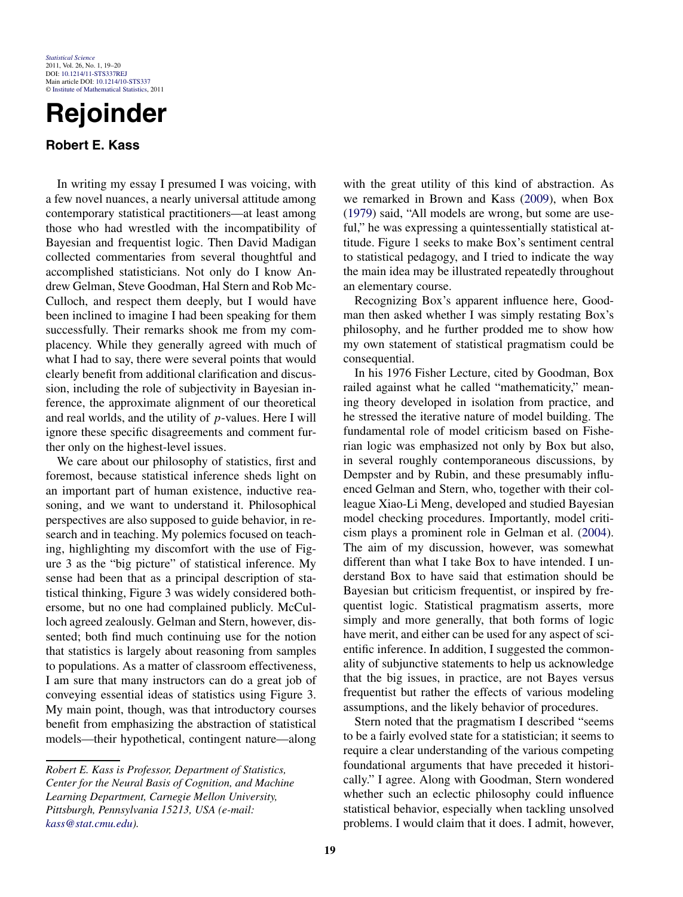# Rejoinder

**Robert E. Kass**

In writing my essay I presumed I was voicing, with a few novel nuances, a nearly universal attitude among contemporary statistical practitioners—at least among those who had wrestled with the incompatibility of Bayesian and frequentist logic. Then David Madigan collected commentaries from several thoughtful and accomplished statisticians. Not only do I know Andrew Gelman, Steve Goodman, Hal Stern and Rob McCulloch, and respect them deeply, but I would have been inclined to imagine I had been speaking for them successfully. Their remarks shook me from my complacency. While they generally agreed with much of what I had to say, there were several points that would clearly benefit from additional clarification and discussion, including the role of subjectivity in Bayesian inference, the approximate alignment of our theoretical and real worlds, and the utility of $p$-values. Here I will ignore these specific disagreements and comment further only on the highest-level issues.

We care about our philosophy of statistics, first and foremost, because statistical inference sheds light on an important part of human existence, inductive reasoning, and we want to understand it. Philosophical perspectives are also supposed to guide behavior, in research and in teaching. My polemics focused on teaching, highlighting my discomfort with the use of Figure 3 as the "big picture" of statistical inference. My sense had been that as a principal description of statistical thinking, Figure 3 was widely considered bothersome, but no one had complained publicly. McCulloch agreed zealously. Gelman and Stern, however, dissented; both find much continuing use for the notion that statistics is largely about reasoning from samples to populations. As a matter of classroom effectiveness, I am sure that many instructors can do a great job of conveying essential ideas of statistics using Figure 3. My main point, though, was that introductory courses benefit from emphasizing the abstraction of statistical models—their hypothetical, contingent nature—along with the great utility of this kind of abstraction. As we remarked in Brown and Kass (2009), when Box (1979) said, "All models are wrong, but some are useful," he was expressing a quintessentially statistical attitude. Figure 1 seeks to make Box's sentiment central to statistical pedagogy, and I tried to indicate the way the main idea may be illustrated repeatedly throughout an elementary course.

Recognizing Box's apparent influence here, Goodman then asked whether I was simply restating Box's philosophy, and he further prodded me to show how my own statement of statistical pragmatism could be consequential.

In his 1976 Fisher Lecture, cited by Goodman, Box railed against what he called "mathematicity," meaning theory developed in isolation from practice, and he stressed the iterative nature of model building. The fundamental role of model criticism based on Fisherian logic was emphasized not only by Box but also, in several roughly contemporaneous discussions, by Dempster and by Rubin, and these presumably influenced Gelman and Stern, who, together with their colleague Xiao-Li Meng, developed and studied Bayesian model checking procedures. Importantly, model criticism plays a prominent role in Gelman et al. (2004). The aim of my discussion, however, was somewhat different than what I take Box to have intended. I understand Box to have said that estimation should be Bayesian but criticism frequentist, or inspired by frequentist logic. Statistical pragmatism asserts, more simply and more generally, that both forms of logic have merit, and either can be used for any aspect of scientific inference. In addition, I suggested the commonality of subjunctive statements to help us acknowledge that the big issues, in practice, are not Bayes versus frequentist but rather the effects of various modeling assumptions, and the likely behavior of procedures.

Stern noted that the pragmatism I described "seems to be a fairly evolved state for a statistician; it seems to require a clear understanding of the various competing foundational arguments that have preceded it historically." I agree. Along with Goodman, Stern wondered whether such an eclectic philosophy could influence statistical behavior, especially when tackling unsolved problems. I would claim that it does. I admit, however,

*Robert E. Kass is Professor, Department of Statistics, Center for the Neural Basis of Cognition, and Machine Learning Department, Carnegie Mellon University, Pittsburgh, Pennsylvania 15213, USA (e-mail: kass@stat.cmu.edu).*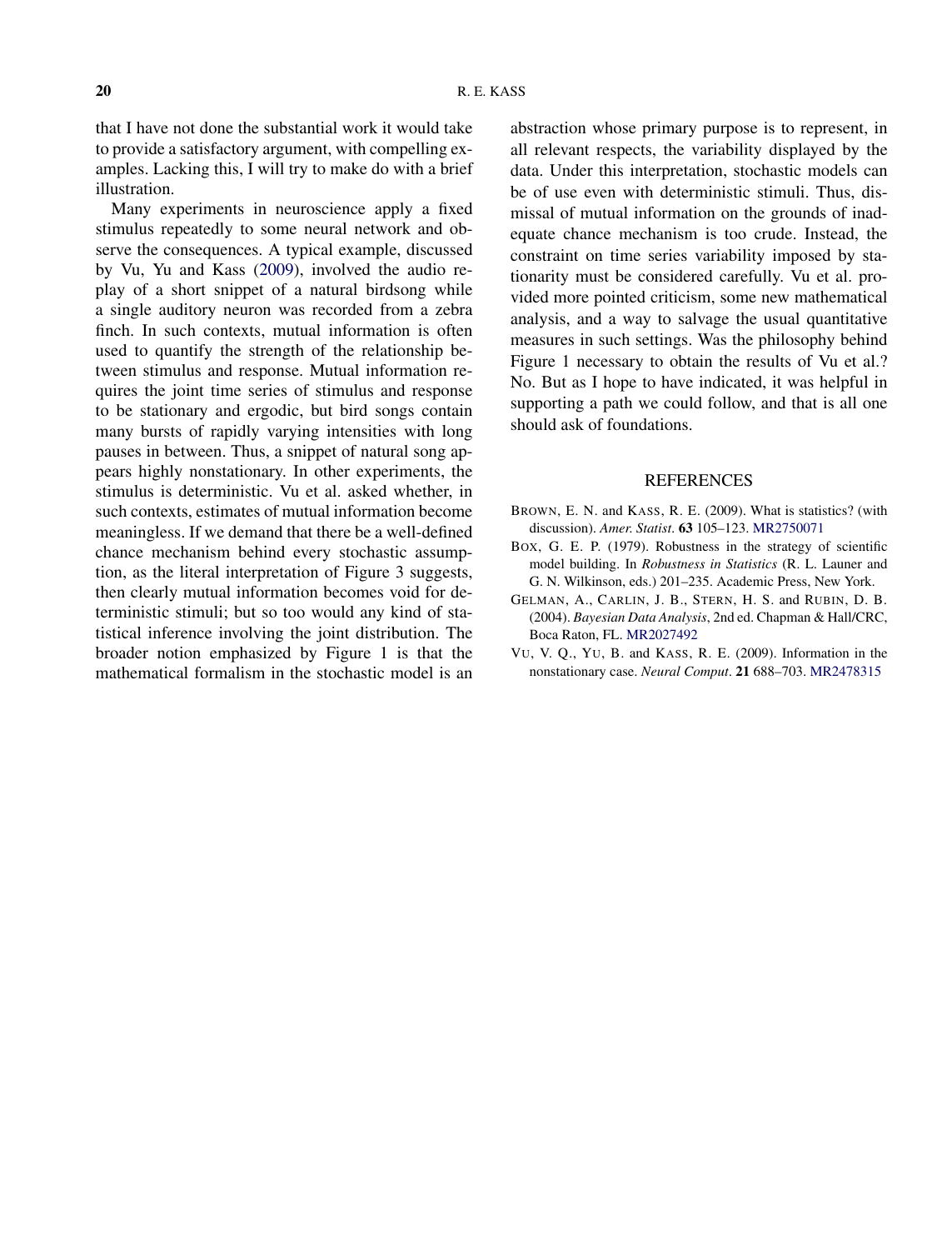that I have not done the substantial work it would take to provide a satisfactory argument, with compelling examples. Lacking this, I will try to make do with a brief illustration.

Many experiments in neuroscience apply a fixed stimulus repeatedly to some neural network and observe the consequences. A typical example, discussed by Vu, Yu and Kass (2009), involved the audio replay of a short snippet of a natural birdsong while a single auditory neuron was recorded from a zebra finch. In such contexts, mutual information is often used to quantify the strength of the relationship between stimulus and response. Mutual information requires the joint time series of stimulus and response to be stationary and ergodic, but bird songs contain many bursts of rapidly varying intensities with long pauses in between. Thus, a snippet of natural song appears highly nonstationary. In other experiments, the stimulus is deterministic. Vu et al. asked whether, in such contexts, estimates of mutual information become meaningless. If we demand that there be a well-defined chance mechanism behind every stochastic assumption, as the literal interpretation of Figure 3 suggests, then clearly mutual information becomes void for deterministic stimuli; but so too would any kind of statistical inference involving the joint distribution. The broader notion emphasized by Figure 1 is that the mathematical formalism in the stochastic model is an abstraction whose primary purpose is to represent, in all relevant respects, the variability displayed by the data. Under this interpretation, stochastic models can be of use even with deterministic stimuli. Thus, dismissal of mutual information on the grounds of inadequate chance mechanism is too crude. Instead, the constraint on time series variability imposed by stationarity must be considered carefully. Vu et al. provided more pointed criticism, some new mathematical analysis, and a way to salvage the usual quantitative measures in such settings. Was the philosophy behind Figure 1 necessary to obtain the results of Vu et al.? No. But as I hope to have indicated, it was helpful in supporting a path we could follow, and that is all one should ask of foundations.

## REFERENCES

BROWN, E. N. and KASS, R. E. (2009). What is statistics? (with discussion). *Amer. Statist*. **63** 105–123. MR2750071

BOX, G. E. P. (1979). Robustness in the strategy of scientific model building. In *Robustness in Statistics* (R. L. Launer and G. N. Wilkinson, eds.) 201–235. Academic Press, New York.

GELMAN, A., CARLIN, J. B., STERN, H. S. and RUBIN, D. B. (2004). *Bayesian Data Analysis*, 2nd ed. Chapman & Hall/CRC, Boca Raton, FL. MR2027492

VU, V. Q., YU, B. and KASS, R. E. (2009). Information in the nonstationary case. *Neural Comput*. **21** 688–703. MR2478315